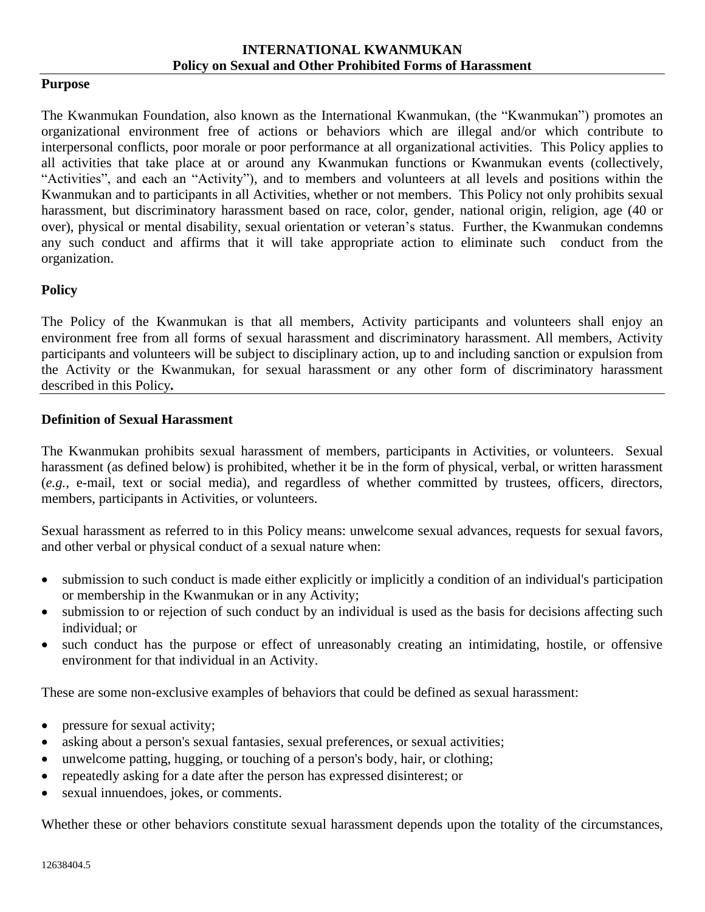# INTERNATIONAL KWANMUKAN
## Policy on Sexual and Other Prohibited Forms of Harassment

### Purpose

The Kwanmukan Foundation, also known as the International Kwanmukan, (the "Kwanmukan") promotes an organizational environment free of actions or behaviors which are illegal and/or which contribute to interpersonal conflicts, poor morale or poor performance at all organizational activities. This Policy applies to all activities that take place at or around any Kwanmukan functions or Kwanmukan events (collectively, "Activities", and each an "Activity"), and to members and volunteers at all levels and positions within the Kwanmukan and to participants in all Activities, whether or not members. This Policy not only prohibits sexual harassment, but discriminatory harassment based on race, color, gender, national origin, religion, age (40 or over), physical or mental disability, sexual orientation or veteran's status. Further, the Kwanmukan condemns any such conduct and affirms that it will take appropriate action to eliminate such conduct from the organization.

### Policy

The Policy of the Kwanmukan is that all members, Activity participants and volunteers shall enjoy an environment free from all forms of sexual harassment and discriminatory harassment. All members, Activity participants and volunteers will be subject to disciplinary action, up to and including sanction or expulsion from the Activity or the Kwanmukan, for sexual harassment or any other form of discriminatory harassment described in this Policy**.**

### Definition of Sexual Harassment

The Kwanmukan prohibits sexual harassment of members, participants in Activities, or volunteers. Sexual harassment (as defined below) is prohibited, whether it be in the form of physical, verbal, or written harassment (*e.g.,* e-mail, text or social media), and regardless of whether committed by trustees, officers, directors, members, participants in Activities, or volunteers.

Sexual harassment as referred to in this Policy means: unwelcome sexual advances, requests for sexual favors, and other verbal or physical conduct of a sexual nature when:

- submission to such conduct is made either explicitly or implicitly a condition of an individual's participation or membership in the Kwanmukan or in any Activity;
- submission to or rejection of such conduct by an individual is used as the basis for decisions affecting such individual; or
- such conduct has the purpose or effect of unreasonably creating an intimidating, hostile, or offensive environment for that individual in an Activity.

These are some non-exclusive examples of behaviors that could be defined as sexual harassment:

- pressure for sexual activity;
- asking about a person's sexual fantasies, sexual preferences, or sexual activities;
- unwelcome patting, hugging, or touching of a person's body, hair, or clothing;
- repeatedly asking for a date after the person has expressed disinterest; or
- sexual innuendoes, jokes, or comments.

Whether these or other behaviors constitute sexual harassment depends upon the totality of the circumstances,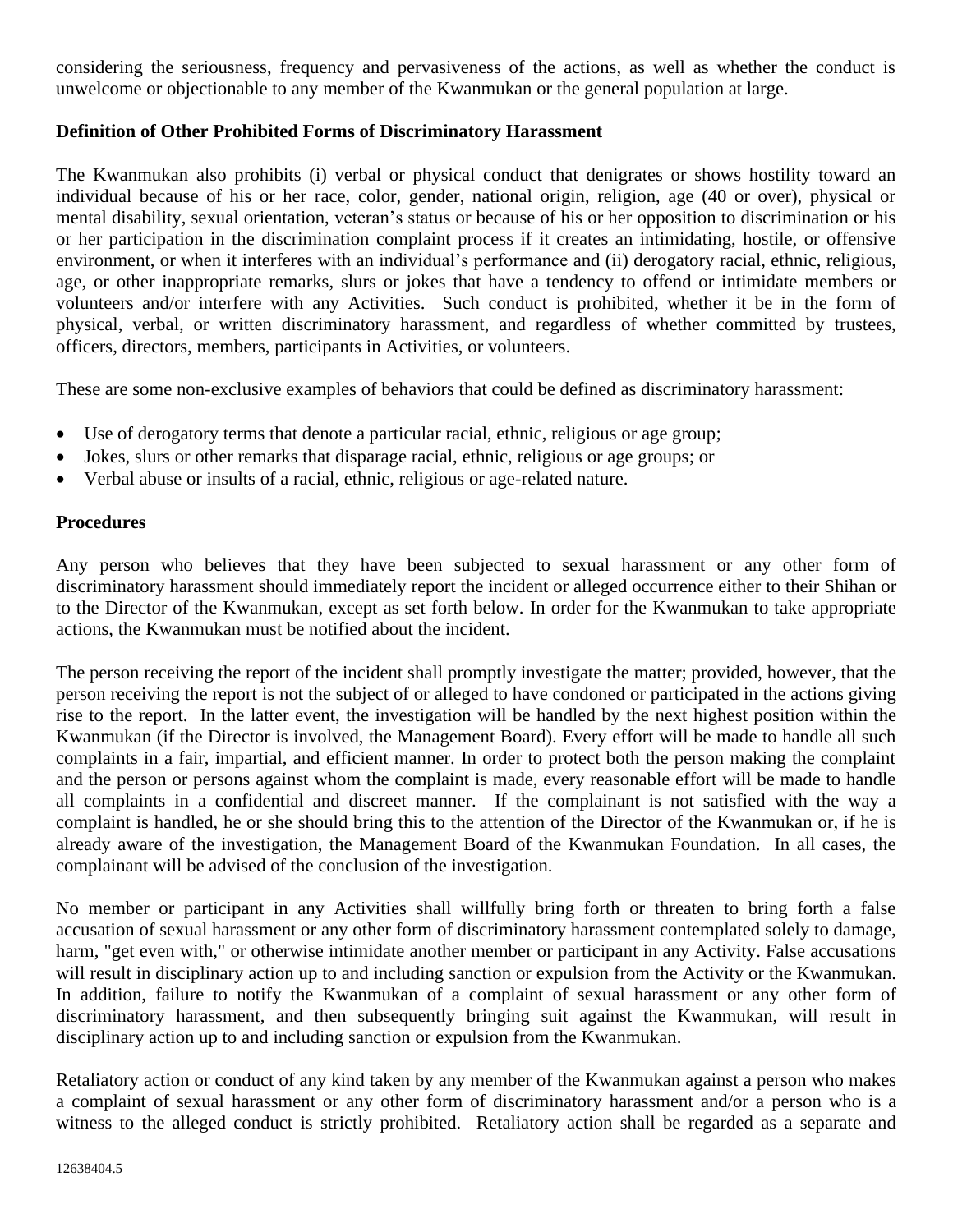considering the seriousness, frequency and pervasiveness of the actions, as well as whether the conduct is unwelcome or objectionable to any member of the Kwanmukan or the general population at large.

**Definition of Other Prohibited Forms of Discriminatory Harassment**

The Kwanmukan also prohibits (i) verbal or physical conduct that denigrates or shows hostility toward an individual because of his or her race, color, gender, national origin, religion, age (40 or over), physical or mental disability, sexual orientation, veteran's status or because of his or her opposition to discrimination or his or her participation in the discrimination complaint process if it creates an intimidating, hostile, or offensive environment, or when it interferes with an individual's performance and (ii) derogatory racial, ethnic, religious, age, or other inappropriate remarks, slurs or jokes that have a tendency to offend or intimidate members or volunteers and/or interfere with any Activities. Such conduct is prohibited, whether it be in the form of physical, verbal, or written discriminatory harassment, and regardless of whether committed by trustees, officers, directors, members, participants in Activities, or volunteers.

These are some non-exclusive examples of behaviors that could be defined as discriminatory harassment:

- Use of derogatory terms that denote a particular racial, ethnic, religious or age group;
- Jokes, slurs or other remarks that disparage racial, ethnic, religious or age groups; or
- Verbal abuse or insults of a racial, ethnic, religious or age-related nature.

**Procedures**

Any person who believes that they have been subjected to sexual harassment or any other form of discriminatory harassment should immediately report the incident or alleged occurrence either to their Shihan or to the Director of the Kwanmukan, except as set forth below. In order for the Kwanmukan to take appropriate actions, the Kwanmukan must be notified about the incident.

The person receiving the report of the incident shall promptly investigate the matter; provided, however, that the person receiving the report is not the subject of or alleged to have condoned or participated in the actions giving rise to the report. In the latter event, the investigation will be handled by the next highest position within the Kwanmukan (if the Director is involved, the Management Board). Every effort will be made to handle all such complaints in a fair, impartial, and efficient manner. In order to protect both the person making the complaint and the person or persons against whom the complaint is made, every reasonable effort will be made to handle all complaints in a confidential and discreet manner. If the complainant is not satisfied with the way a complaint is handled, he or she should bring this to the attention of the Director of the Kwanmukan or, if he is already aware of the investigation, the Management Board of the Kwanmukan Foundation. In all cases, the complainant will be advised of the conclusion of the investigation.

No member or participant in any Activities shall willfully bring forth or threaten to bring forth a false accusation of sexual harassment or any other form of discriminatory harassment contemplated solely to damage, harm, "get even with," or otherwise intimidate another member or participant in any Activity. False accusations will result in disciplinary action up to and including sanction or expulsion from the Activity or the Kwanmukan. In addition, failure to notify the Kwanmukan of a complaint of sexual harassment or any other form of discriminatory harassment, and then subsequently bringing suit against the Kwanmukan, will result in disciplinary action up to and including sanction or expulsion from the Kwanmukan.

Retaliatory action or conduct of any kind taken by any member of the Kwanmukan against a person who makes a complaint of sexual harassment or any other form of discriminatory harassment and/or a person who is a witness to the alleged conduct is strictly prohibited. Retaliatory action shall be regarded as a separate and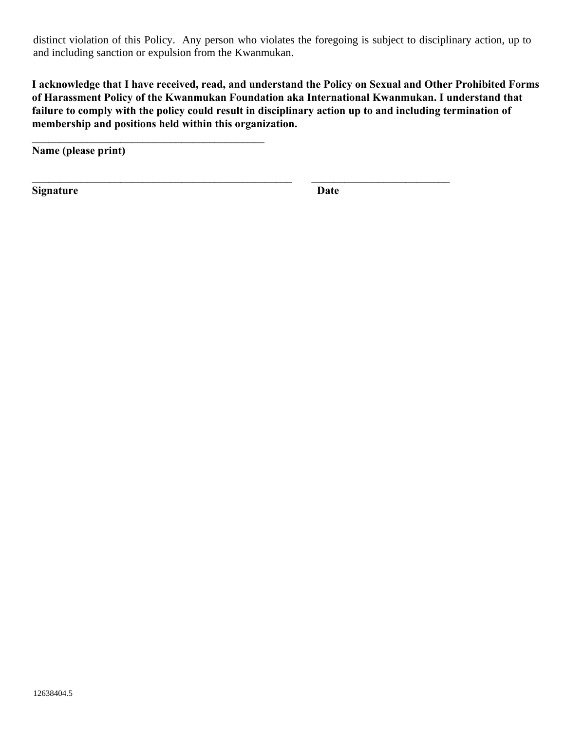distinct violation of this Policy. Any person who violates the foregoing is subject to disciplinary action, up to and including sanction or expulsion from the Kwanmukan.

**I acknowledge that I have received, read, and understand the Policy on Sexual and Other Prohibited Forms of Harassment Policy of the Kwanmukan Foundation aka International Kwanmukan. I understand that failure to comply with the policy could result in disciplinary action up to and including termination of membership and positions held within this organization.**

**_____________________________________________**
**Name (please print)**

**_________________________________________________** **__________________________**
**Signature** **Date**

12638404.5